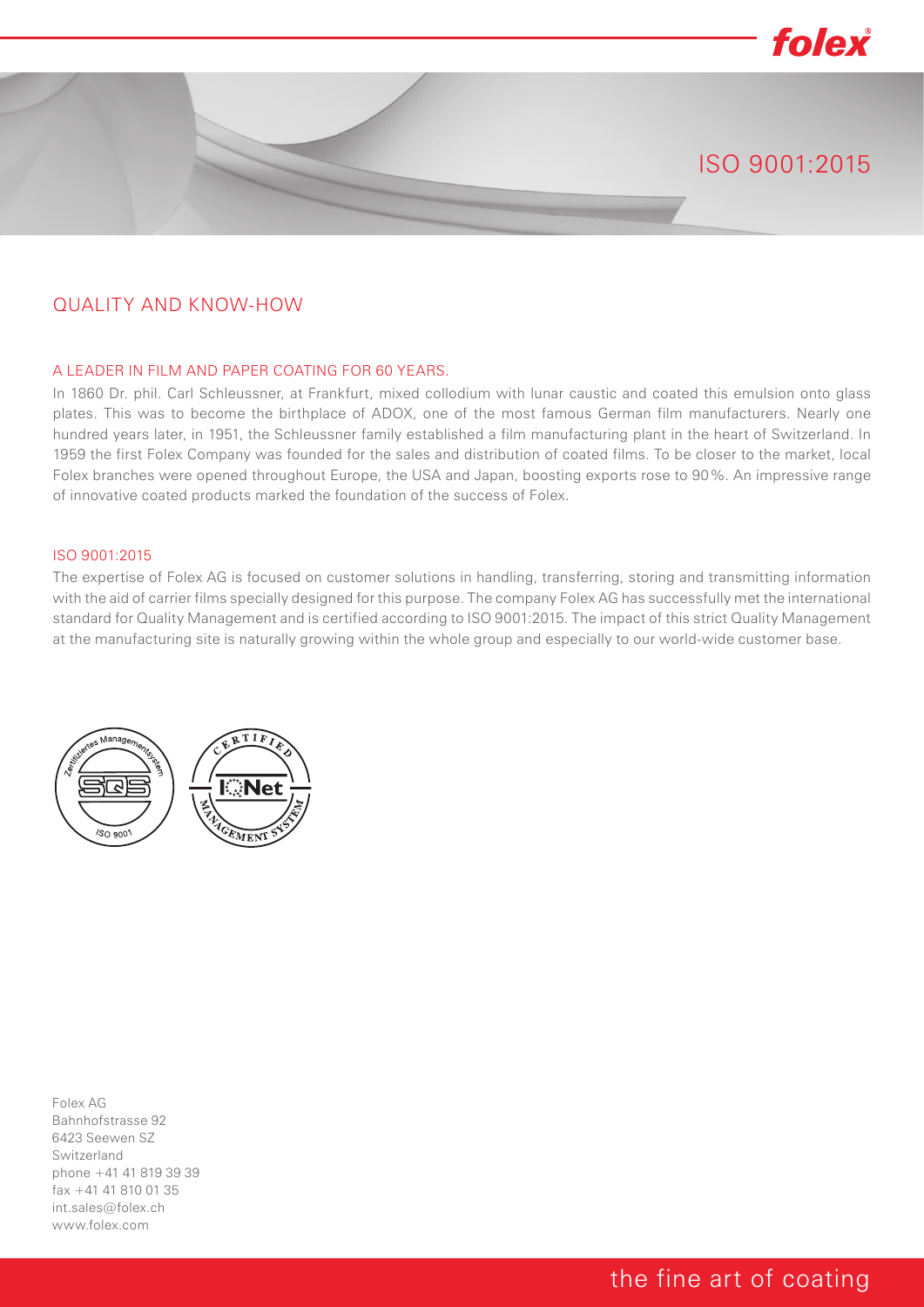# ISO 9001:2015

## QUALITY AND KNOW-HOW

### A LEADER IN FILM AND PAPER COATING FOR 60 YEARS.

In 1860 Dr. phil. Carl Schleussner, at Frankfurt, mixed collodium with lunar caustic and coated this emulsion onto glass plates. This was to become the birthplace of ADOX, one of the most famous German film manufacturers. Nearly one hundred years later, in 1951, the Schleussner family established a film manufacturing plant in the heart of Switzerland. In 1959 the first Folex Company was founded for the sales and distribution of coated films. To be closer to the market, local Folex branches were opened throughout Europe, the USA and Japan, boosting exports rose to 90 %. An impressive range of innovative coated products marked the foundation of the success of Folex.

### ISO 9001:2015

The expertise of Folex AG is focused on customer solutions in handling, transferring, storing and transmitting information with the aid of carrier films specially designed for this purpose. The company Folex AG has successfully met the international standard for Quality Management and is certified according to ISO 9001:2015. The impact of this strict Quality Management at the manufacturing site is naturally growing within the whole group and especially to our world-wide customer base.

Zertifiziertes Managementsystem SQS ISO 9001

CERTIFIED IQNet MANAGEMENT SYSTEM

Folex AG
Bahnhofstrasse 92
6423 Seewen SZ
Switzerland
phone +41 41 819 39 39
fax +41 41 810 01 35
int.sales@folex.ch
www.folex.com

the fine art of coating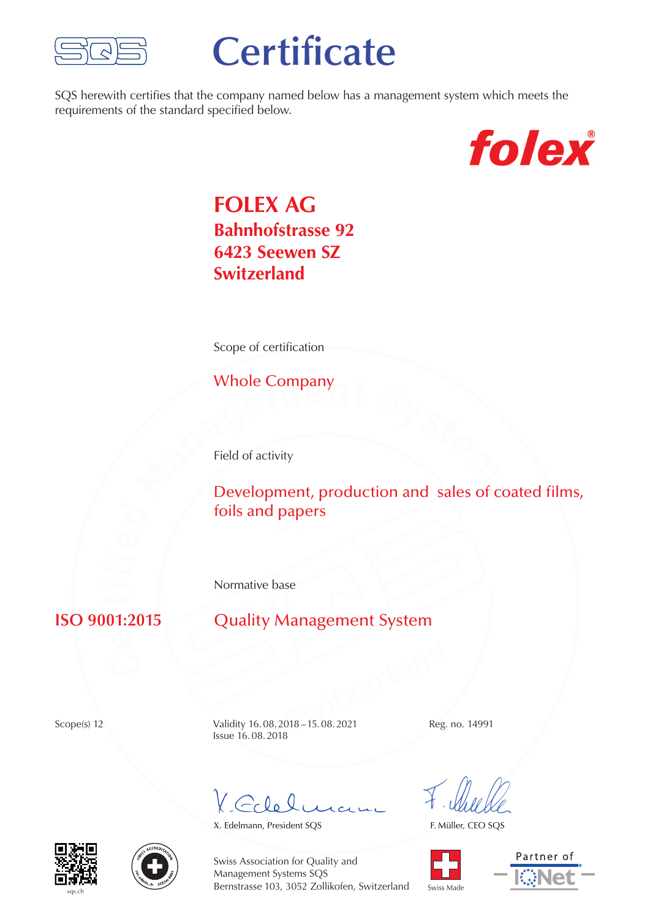# Certificate

SQS herewith certifies that the company named below has a management system which meets the requirements of the standard specified below.

folex®

**FOLEX AG**
**Bahnhofstrasse 92**
**6423 Seewen SZ**
**Switzerland**

Scope of certification

Whole Company

Field of activity

Development, production and sales of coated films, foils and papers

Normative base

**ISO 9001:2015** Quality Management System

Scope(s) 12

Validity 16. 08. 2018 – 15. 08. 2021
Issue 16. 08. 2018

Reg. no. 14991

X. Edelmann, President SQS

F. Müller, CEO SQS

sqs.ch

Swiss Association for Quality and Management Systems SQS
Bernstrasse 103, 3052 Zollikofen, Switzerland

Swiss Made

Partner of IQNet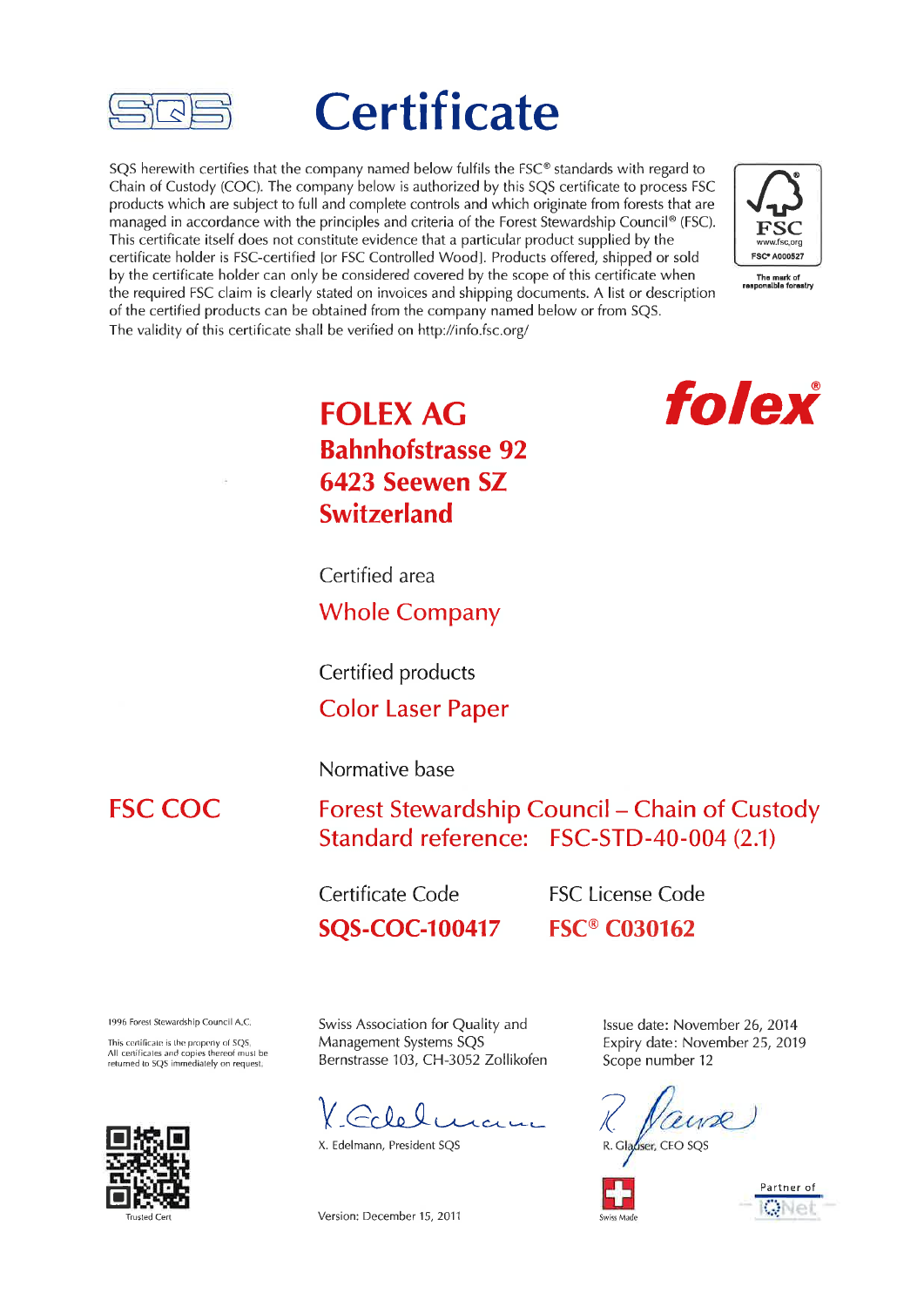# Certificate

SQS herewith certifies that the company named below fulfils the FSC® standards with regard to Chain of Custody (COC). The company below is authorized by this SQS certificate to process FSC products which are subject to full and complete controls and which originate from forests that are managed in accordance with the principles and criteria of the Forest Stewardship Council® (FSC). This certificate itself does not constitute evidence that a particular product supplied by the certificate holder is FSC-certified [or FSC Controlled Wood]. Products offered, shipped or sold by the certificate holder can only be considered covered by the scope of this certificate when the required FSC claim is clearly stated on invoices and shipping documents. A list or description of the certified products can be obtained from the company named below or from SQS.
The validity of this certificate shall be verified on http://info.fsc.org/

FSC
www.fsc.org
FSC® A000527
The mark of responsible forestry

## FOLEX AG
**Bahnhofstrasse 92**
**6423 Seewen SZ**
**Switzerland**

folex®

Certified area
Whole Company

Certified products
Color Laser Paper

Normative base

**FSC COC**

Forest Stewardship Council – Chain of Custody
Standard reference: FSC-STD-40-004 (2.1)

| Certificate Code | FSC License Code |
|---|---|
| **SQS-COC-100417** | **FSC® C030162** |

1996 Forest Stewardship Council A.C.

This certificate is the property of SQS. All certificates and copies thereof must be returned to SQS immediately on request.

Swiss Association for Quality and Management Systems SQS
Bernstrasse 103, CH-3052 Zollikofen

Issue date: November 26, 2014
Expiry date: November 25, 2019
Scope number 12

X. Edelmann, President SQS

R. Glauser, CEO SQS

Trusted Cert

Version: December 15, 2011

Swiss Made

Partner of IQNet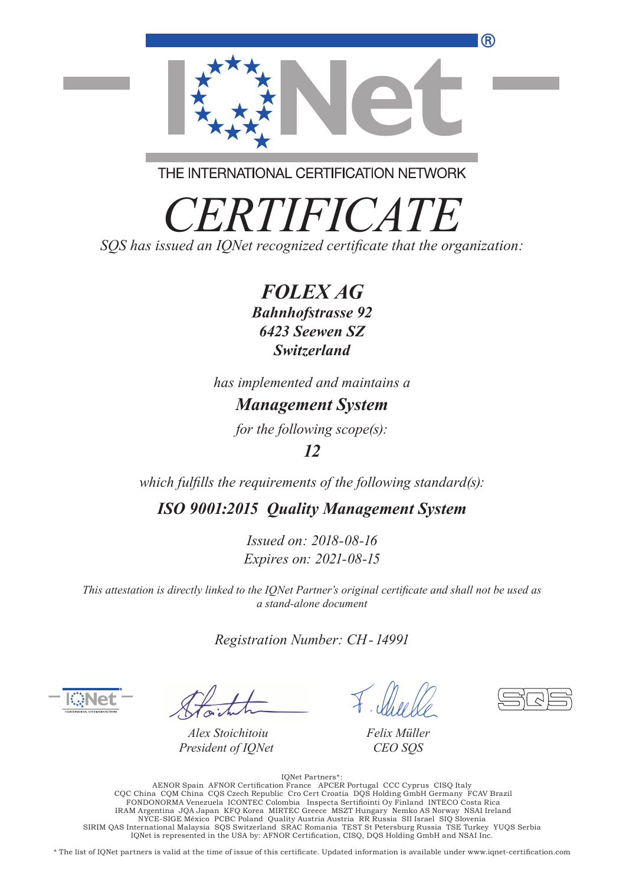THE INTERNATIONAL CERTIFICATION NETWORK

# *CERTIFICATE*

*SQS has issued an IQNet recognized certificate that the organization:*

***FOLEX AG***
***Bahnhofstrasse 92***
***6423 Seewen SZ***
***Switzerland***

*has implemented and maintains a*

***Management System***

*for the following scope(s):*

***12***

*which fulfills the requirements of the following standard(s):*

***ISO 9001:2015 Quality Management System***

*Issued on: 2018-08-16*
*Expires on: 2021-08-15*

*This attestation is directly linked to the IQNet Partner's original certificate and shall not be used as a stand-alone document*

*Registration Number: CH-14991*

*Alex Stoichitoiu*
*President of IQNet*

*Felix Müller*
*CEO SQS*

IQNet Partners*:
AENOR Spain AFNOR Certification France APCER Portugal CCC Cyprus CISQ Italy
CQC China CQM China CQS Czech Republic Cro Cert Croatia DQS Holding GmbH Germany FCAV Brazil
FONDONORMA Venezuela ICONTEC Colombia Inspecta Sertifiointi Oy Finland INTECO Costa Rica
IRAM Argentina JQA Japan KFQ Korea MIRTEC Greece MSZT Hungary Nemko AS Norway NSAI Ireland
NYCE-SIGE México PCBC Poland Quality Austria Austria RR Russia SII Israel SIQ Slovenia
SIRIM QAS International Malaysia SQS Switzerland SRAC Romania TEST St Petersburg Russia TSE Turkey YUQS Serbia
IQNet is represented in the USA by: AFNOR Certification, CISQ, DQS Holding GmbH and NSAI Inc.

* The list of IQNet partners is valid at the time of issue of this certificate. Updated information is available under www.iqnet-certification.com